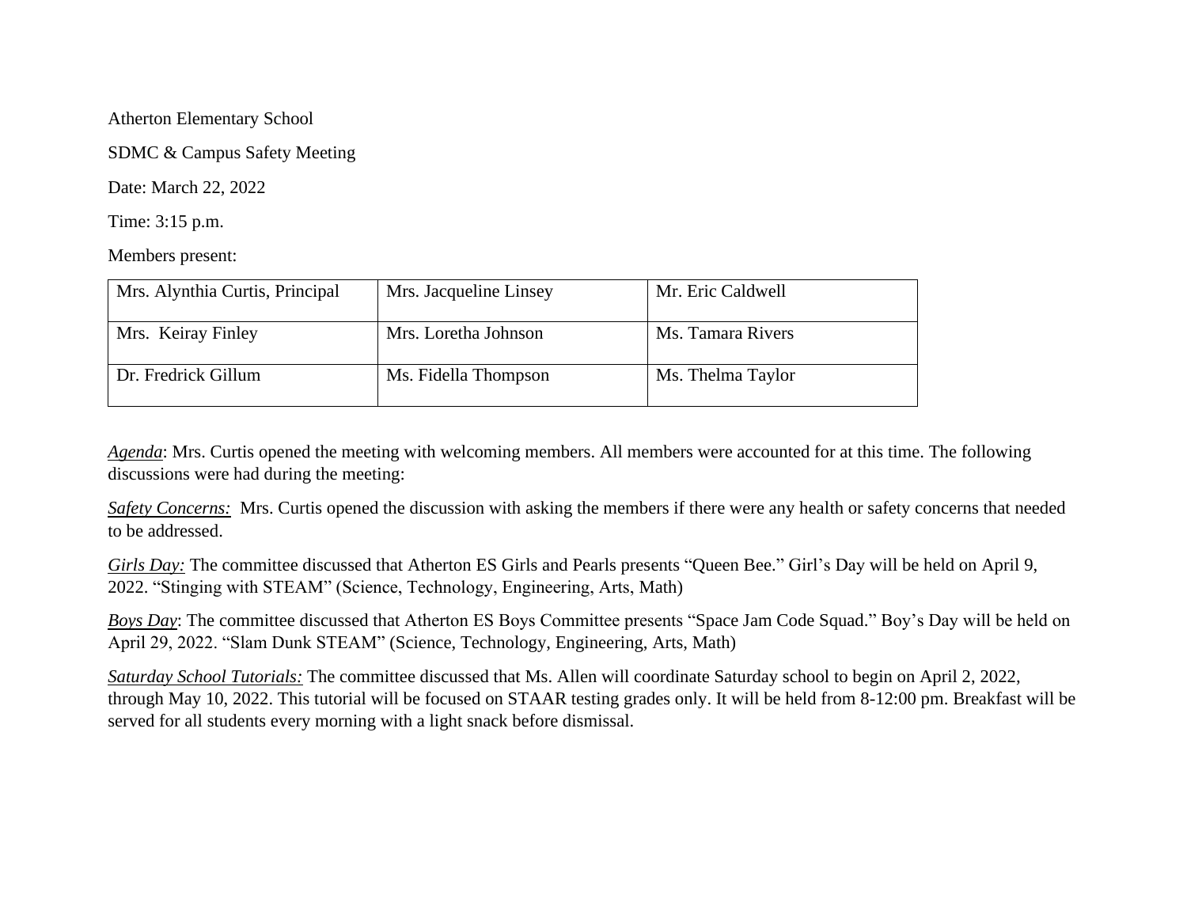Atherton Elementary School

SDMC & Campus Safety Meeting

Date: March 22, 2022

Time: 3:15 p.m.

Members present:

| Mrs. Alynthia Curtis, Principal | Mrs. Jacqueline Linsey | Mr. Eric Caldwell |
|---|---|---|
| Mrs. Keiray Finley | Mrs. Loretha Johnson | Ms. Tamara Rivers |
| Dr. Fredrick Gillum | Ms. Fidella Thompson | Ms. Thelma Taylor |

*Agenda*: Mrs. Curtis opened the meeting with welcoming members. All members were accounted for at this time. The following discussions were had during the meeting:

*Safety Concerns:* Mrs. Curtis opened the discussion with asking the members if there were any health or safety concerns that needed to be addressed.

*Girls Day:* The committee discussed that Atherton ES Girls and Pearls presents "Queen Bee." Girl's Day will be held on April 9, 2022. "Stinging with STEAM" (Science, Technology, Engineering, Arts, Math)

*Boys Day*: The committee discussed that Atherton ES Boys Committee presents "Space Jam Code Squad." Boy's Day will be held on April 29, 2022. "Slam Dunk STEAM" (Science, Technology, Engineering, Arts, Math)

*Saturday School Tutorials:* The committee discussed that Ms. Allen will coordinate Saturday school to begin on April 2, 2022, through May 10, 2022. This tutorial will be focused on STAAR testing grades only. It will be held from 8-12:00 pm. Breakfast will be served for all students every morning with a light snack before dismissal.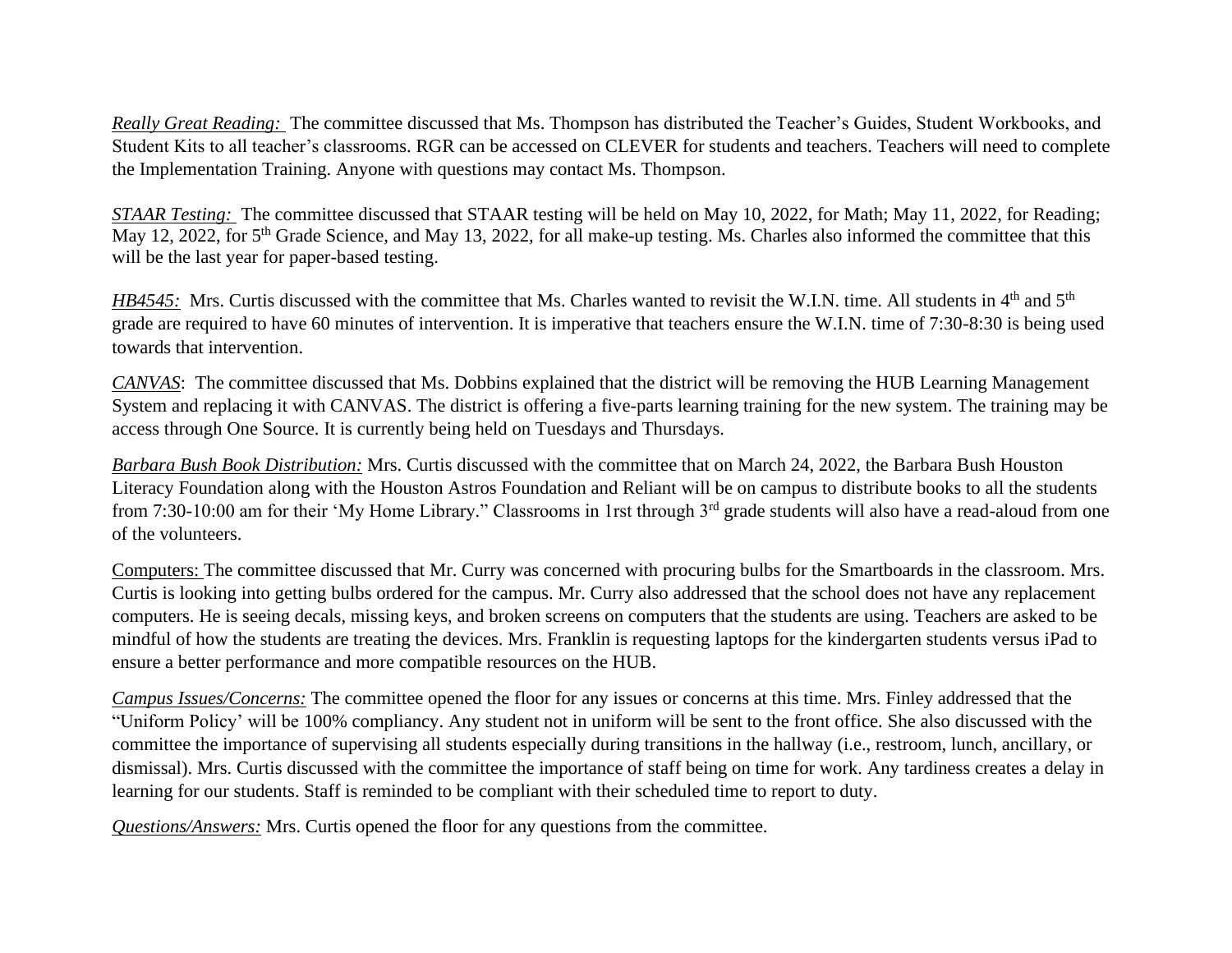*Really Great Reading:* The committee discussed that Ms. Thompson has distributed the Teacher's Guides, Student Workbooks, and Student Kits to all teacher's classrooms. RGR can be accessed on CLEVER for students and teachers. Teachers will need to complete the Implementation Training. Anyone with questions may contact Ms. Thompson.

*STAAR Testing:* The committee discussed that STAAR testing will be held on May 10, 2022, for Math; May 11, 2022, for Reading; May 12, 2022, for 5th Grade Science, and May 13, 2022, for all make-up testing. Ms. Charles also informed the committee that this will be the last year for paper-based testing.

*HB4545:* Mrs. Curtis discussed with the committee that Ms. Charles wanted to revisit the W.I.N. time. All students in 4th and 5th grade are required to have 60 minutes of intervention. It is imperative that teachers ensure the W.I.N. time of 7:30-8:30 is being used towards that intervention.

*CANVAS*: The committee discussed that Ms. Dobbins explained that the district will be removing the HUB Learning Management System and replacing it with CANVAS. The district is offering a five-parts learning training for the new system. The training may be access through One Source. It is currently being held on Tuesdays and Thursdays.

*Barbara Bush Book Distribution:* Mrs. Curtis discussed with the committee that on March 24, 2022, the Barbara Bush Houston Literacy Foundation along with the Houston Astros Foundation and Reliant will be on campus to distribute books to all the students from 7:30-10:00 am for their 'My Home Library." Classrooms in 1rst through 3rd grade students will also have a read-aloud from one of the volunteers.

Computers: The committee discussed that Mr. Curry was concerned with procuring bulbs for the Smartboards in the classroom. Mrs. Curtis is looking into getting bulbs ordered for the campus. Mr. Curry also addressed that the school does not have any replacement computers. He is seeing decals, missing keys, and broken screens on computers that the students are using. Teachers are asked to be mindful of how the students are treating the devices. Mrs. Franklin is requesting laptops for the kindergarten students versus iPad to ensure a better performance and more compatible resources on the HUB.

*Campus Issues/Concerns:* The committee opened the floor for any issues or concerns at this time. Mrs. Finley addressed that the "Uniform Policy' will be 100% compliancy. Any student not in uniform will be sent to the front office. She also discussed with the committee the importance of supervising all students especially during transitions in the hallway (i.e., restroom, lunch, ancillary, or dismissal). Mrs. Curtis discussed with the committee the importance of staff being on time for work. Any tardiness creates a delay in learning for our students. Staff is reminded to be compliant with their scheduled time to report to duty.

*Questions/Answers:* Mrs. Curtis opened the floor for any questions from the committee.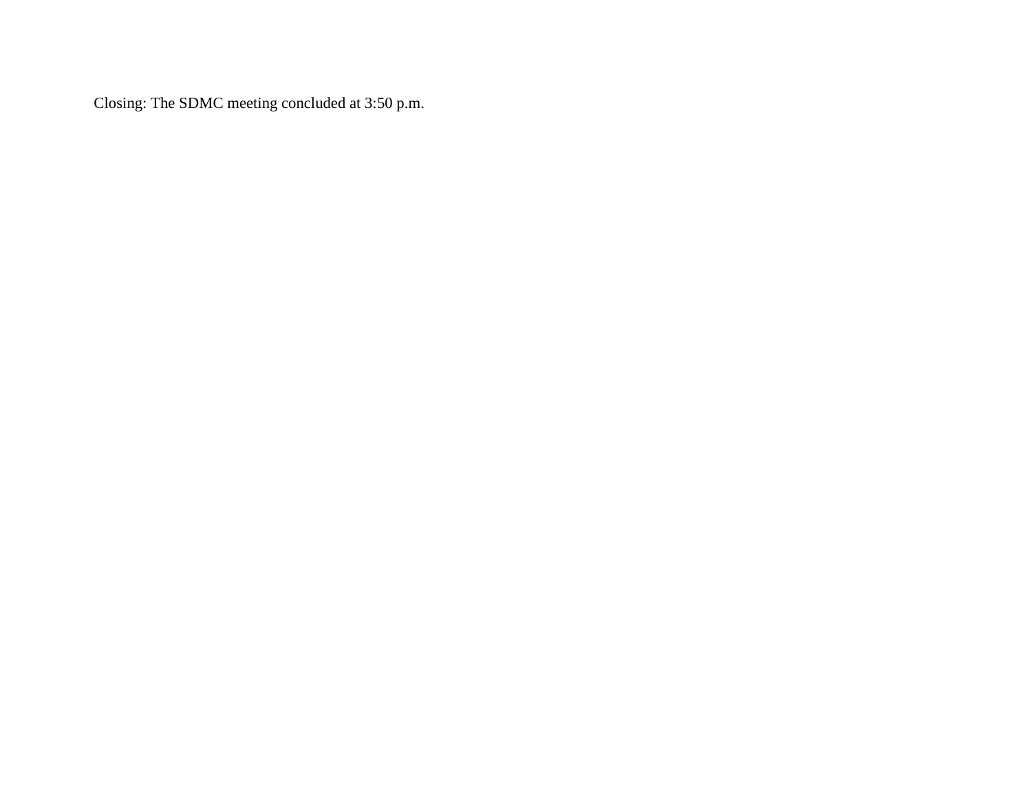Closing: The SDMC meeting concluded at 3:50 p.m.